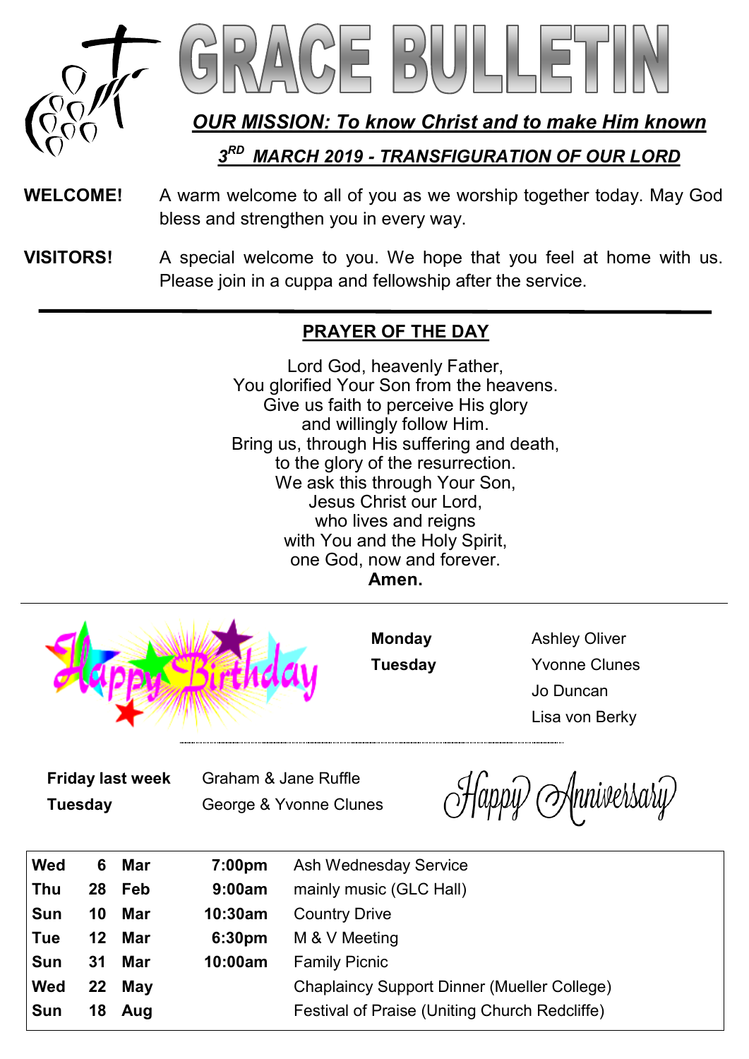# GRACE BULLETIN

***OUR MISSION: To know Christ and to make Him known***

***3RD MARCH 2019 - TRANSFIGURATION OF OUR LORD***

**WELCOME!** A warm welcome to all of you as we worship together today. May God bless and strengthen you in every way.

**VISITORS!** A special welcome to you. We hope that you feel at home with us. Please join in a cuppa and fellowship after the service.

---

## PRAYER OF THE DAY

Lord God, heavenly Father,
You glorified Your Son from the heavens.
Give us faith to perceive His glory
and willingly follow Him.
Bring us, through His suffering and death,
to the glory of the resurrection.
We ask this through Your Son,
Jesus Christ our Lord,
who lives and reigns
with You and the Holy Spirit,
one God, now and forever.
**Amen.**

---

Happy Birthday

**Monday** Ashley Oliver
**Tuesday** Yvonne Clunes
Jo Duncan
Lisa von Berky

Happy Anniversary

**Friday last week** Graham & Jane Ruffle
**Tuesday** George & Yvonne Clunes

| | | | | |
|---|---|---|---|---|
| **Wed** | **6** | **Mar** | **7:00pm** | Ash Wednesday Service |
| **Thu** | **28** | **Feb** | **9:00am** | mainly music (GLC Hall) |
| **Sun** | **10** | **Mar** | **10:30am** | Country Drive |
| **Tue** | **12** | **Mar** | **6:30pm** | M & V Meeting |
| **Sun** | **31** | **Mar** | **10:00am** | Family Picnic |
| **Wed** | **22** | **May** | | Chaplaincy Support Dinner (Mueller College) |
| **Sun** | **18** | **Aug** | | Festival of Praise (Uniting Church Redcliffe) |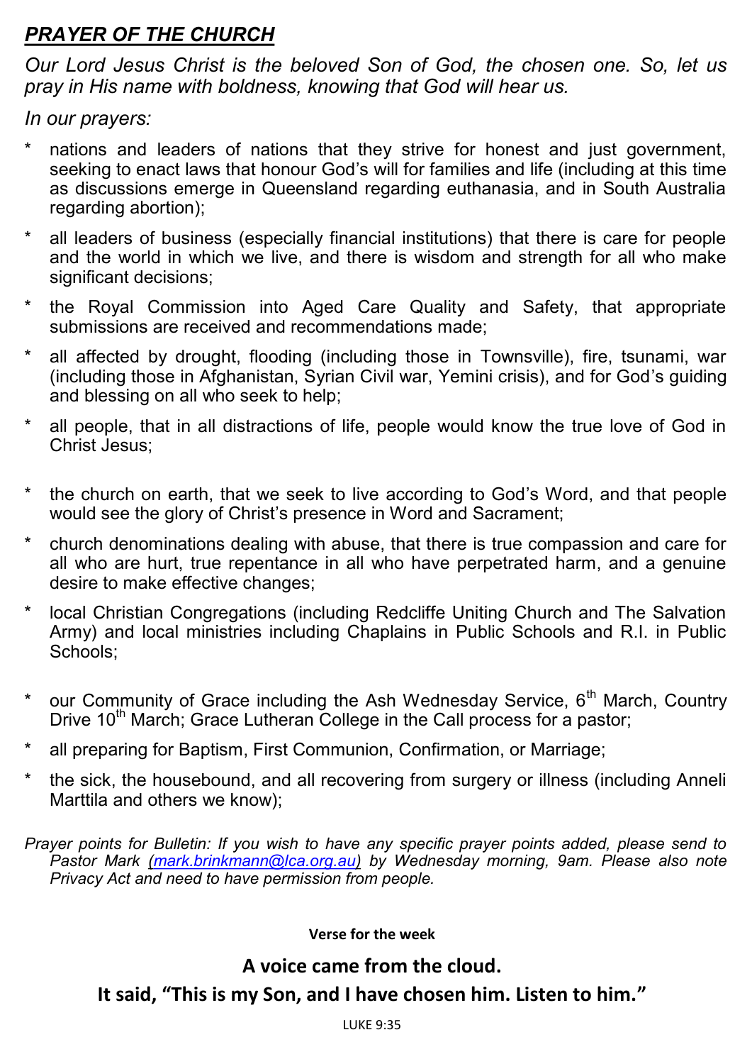## ***PRAYER OF THE CHURCH***

*Our Lord Jesus Christ is the beloved Son of God, the chosen one. So, let us pray in His name with boldness, knowing that God will hear us.*

*In our prayers:*

* nations and leaders of nations that they strive for honest and just government, seeking to enact laws that honour God's will for families and life (including at this time as discussions emerge in Queensland regarding euthanasia, and in South Australia regarding abortion);
* all leaders of business (especially financial institutions) that there is care for people and the world in which we live, and there is wisdom and strength for all who make significant decisions;
* the Royal Commission into Aged Care Quality and Safety, that appropriate submissions are received and recommendations made;
* all affected by drought, flooding (including those in Townsville), fire, tsunami, war (including those in Afghanistan, Syrian Civil war, Yemini crisis), and for God's guiding and blessing on all who seek to help;
* all people, that in all distractions of life, people would know the true love of God in Christ Jesus;
* the church on earth, that we seek to live according to God's Word, and that people would see the glory of Christ's presence in Word and Sacrament;
* church denominations dealing with abuse, that there is true compassion and care for all who are hurt, true repentance in all who have perpetrated harm, and a genuine desire to make effective changes;
* local Christian Congregations (including Redcliffe Uniting Church and The Salvation Army) and local ministries including Chaplains in Public Schools and R.I. in Public Schools;
* our Community of Grace including the Ash Wednesday Service, 6th March, Country Drive 10th March; Grace Lutheran College in the Call process for a pastor;
* all preparing for Baptism, First Communion, Confirmation, or Marriage;
* the sick, the housebound, and all recovering from surgery or illness (including Anneli Marttila and others we know);

*Prayer points for Bulletin: If you wish to have any specific prayer points added, please send to Pastor Mark (mark.brinkmann@lca.org.au) by Wednesday morning, 9am. Please also note Privacy Act and need to have permission from people.*

**Verse for the week**

**A voice came from the cloud.**

**It said, "This is my Son, and I have chosen him. Listen to him."**

LUKE 9:35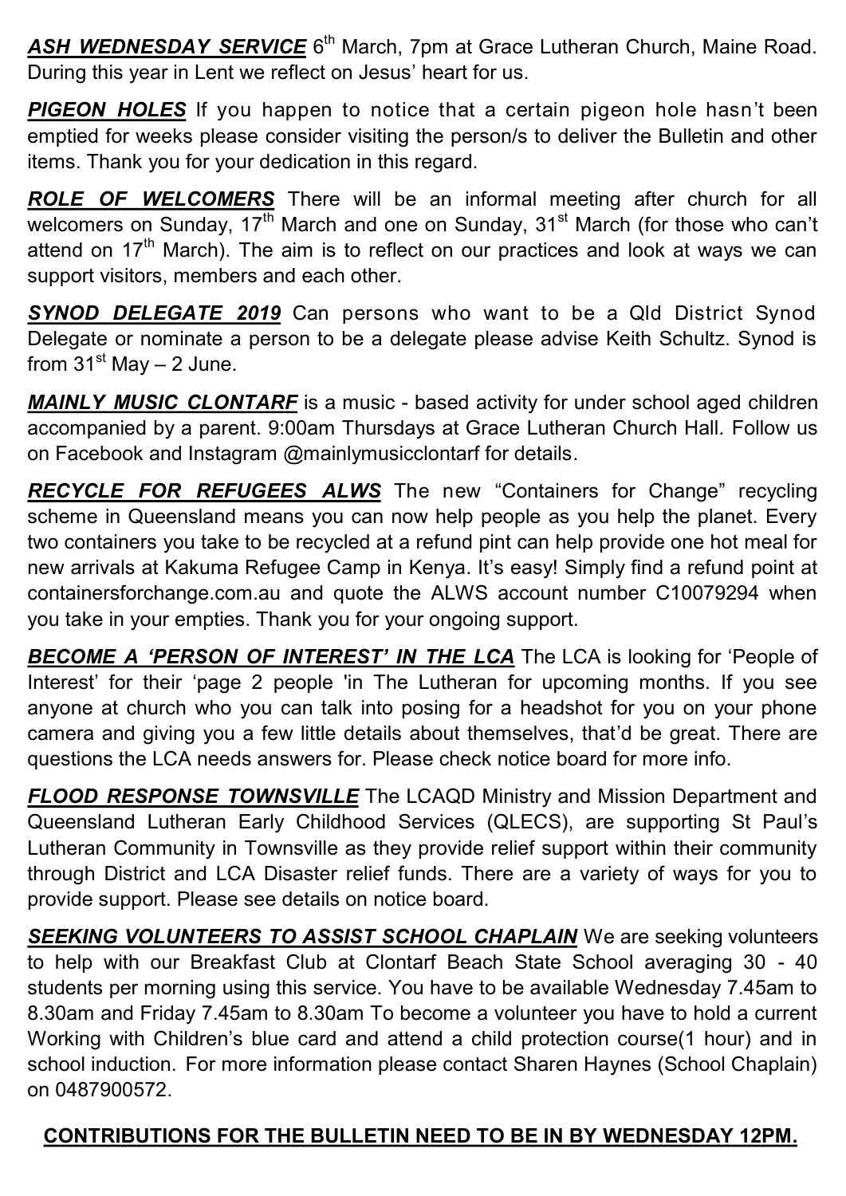***ASH WEDNESDAY SERVICE*** 6th March, 7pm at Grace Lutheran Church, Maine Road. During this year in Lent we reflect on Jesus' heart for us.

***PIGEON HOLES*** If you happen to notice that a certain pigeon hole hasn't been emptied for weeks please consider visiting the person/s to deliver the Bulletin and other items. Thank you for your dedication in this regard.

***ROLE OF WELCOMERS*** There will be an informal meeting after church for all welcomers on Sunday, 17th March and one on Sunday, 31st March (for those who can't attend on 17th March). The aim is to reflect on our practices and look at ways we can support visitors, members and each other.

***SYNOD DELEGATE 2019*** Can persons who want to be a Qld District Synod Delegate or nominate a person to be a delegate please advise Keith Schultz. Synod is from 31st May – 2 June.

***MAINLY MUSIC CLONTARF*** is a music - based activity for under school aged children accompanied by a parent. 9:00am Thursdays at Grace Lutheran Church Hall. Follow us on Facebook and Instagram @mainlymusicclontarf for details.

***RECYCLE FOR REFUGEES ALWS*** The new "Containers for Change" recycling scheme in Queensland means you can now help people as you help the planet. Every two containers you take to be recycled at a refund pint can help provide one hot meal for new arrivals at Kakuma Refugee Camp in Kenya. It's easy! Simply find a refund point at containersforchange.com.au and quote the ALWS account number C10079294 when you take in your empties. Thank you for your ongoing support.

***BECOME A 'PERSON OF INTEREST' IN THE LCA*** The LCA is looking for 'People of Interest' for their 'page 2 people 'in The Lutheran for upcoming months. If you see anyone at church who you can talk into posing for a headshot for you on your phone camera and giving you a few little details about themselves, that'd be great. There are questions the LCA needs answers for. Please check notice board for more info.

***FLOOD RESPONSE TOWNSVILLE*** The LCAQD Ministry and Mission Department and Queensland Lutheran Early Childhood Services (QLECS), are supporting St Paul's Lutheran Community in Townsville as they provide relief support within their community through District and LCA Disaster relief funds. There are a variety of ways for you to provide support. Please see details on notice board.

***SEEKING VOLUNTEERS TO ASSIST SCHOOL CHAPLAIN*** We are seeking volunteers to help with our Breakfast Club at Clontarf Beach State School averaging 30 - 40 students per morning using this service. You have to be available Wednesday 7.45am to 8.30am and Friday 7.45am to 8.30am To become a volunteer you have to hold a current Working with Children's blue card and attend a child protection course(1 hour) and in school induction. For more information please contact Sharen Haynes (School Chaplain) on 0487900572.

**CONTRIBUTIONS FOR THE BULLETIN NEED TO BE IN BY WEDNESDAY 12PM.**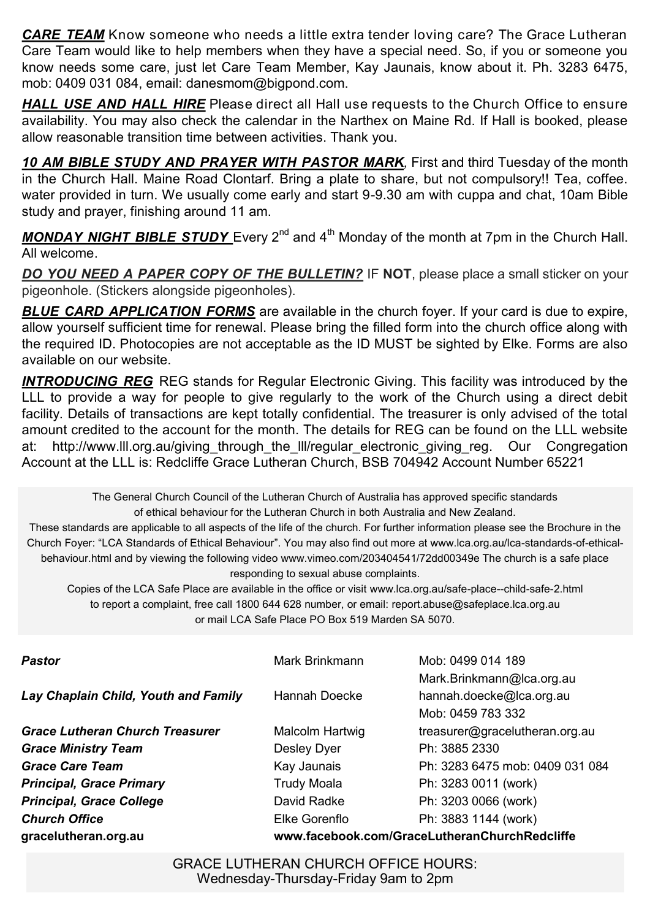***CARE TEAM*** Know someone who needs a little extra tender loving care? The Grace Lutheran Care Team would like to help members when they have a special need. So, if you or someone you know needs some care, just let Care Team Member, Kay Jaunais, know about it. Ph. 3283 6475, mob: 0409 031 084, email: danesmom@bigpond.com.

***HALL USE AND HALL HIRE*** Please direct all Hall use requests to the Church Office to ensure availability. You may also check the calendar in the Narthex on Maine Rd. If Hall is booked, please allow reasonable transition time between activities. Thank you.

***10 AM BIBLE STUDY AND PRAYER WITH PASTOR MARK****,* First and third Tuesday of the month in the Church Hall. Maine Road Clontarf. Bring a plate to share, but not compulsory!! Tea, coffee. water provided in turn. We usually come early and start 9-9.30 am with cuppa and chat, 10am Bible study and prayer, finishing around 11 am.

***MONDAY NIGHT BIBLE STUDY*** Every 2nd and 4th Monday of the month at 7pm in the Church Hall. All welcome.

***DO YOU NEED A PAPER COPY OF THE BULLETIN?*** IF **NOT**, please place a small sticker on your pigeonhole. (Stickers alongside pigeonholes).

***BLUE CARD APPLICATION FORMS*** are available in the church foyer. If your card is due to expire, allow yourself sufficient time for renewal. Please bring the filled form into the church office along with the required ID. Photocopies are not acceptable as the ID MUST be sighted by Elke. Forms are also available on our website.

***INTRODUCING REG*** REG stands for Regular Electronic Giving. This facility was introduced by the LLL to provide a way for people to give regularly to the work of the Church using a direct debit facility. Details of transactions are kept totally confidential. The treasurer is only advised of the total amount credited to the account for the month. The details for REG can be found on the LLL website at: http://www.lll.org.au/giving_through_the_lll/regular_electronic_giving_reg. Our Congregation Account at the LLL is: Redcliffe Grace Lutheran Church, BSB 704942 Account Number 65221

The General Church Council of the Lutheran Church of Australia has approved specific standards of ethical behaviour for the Lutheran Church in both Australia and New Zealand.
These standards are applicable to all aspects of the life of the church. For further information please see the Brochure in the Church Foyer: “LCA Standards of Ethical Behaviour”. You may also find out more at www.lca.org.au/lca-standards-of-ethical-behaviour.html and by viewing the following video www.vimeo.com/203404541/72dd00349e The church is a safe place responding to sexual abuse complaints.
Copies of the LCA Safe Place are available in the office or visit www.lca.org.au/safe-place--child-safe-2.html to report a complaint, free call 1800 644 628 number, or email: report.abuse@safeplace.lca.org.au or mail LCA Safe Place PO Box 519 Marden SA 5070.

| | | |
|---|---|---|
| ***Pastor*** | Mark Brinkmann | Mob: 0499 014 189 Mark.Brinkmann@lca.org.au |
| ***Lay Chaplain Child, Youth and Family*** | Hannah Doecke | hannah.doecke@lca.org.au Mob: 0459 783 332 |
| ***Grace Lutheran Church Treasurer*** | Malcolm Hartwig | treasurer@gracelutheran.org.au |
| ***Grace Ministry Team*** | Desley Dyer | Ph: 3885 2330 |
| ***Grace Care Team*** | Kay Jaunais | Ph: 3283 6475 mob: 0409 031 084 |
| ***Principal, Grace Primary*** | Trudy Moala | Ph: 3283 0011 (work) |
| ***Principal, Grace College*** | David Radke | Ph: 3203 0066 (work) |
| ***Church Office*** | Elke Gorenflo | Ph: 3883 1144 (work) |
| **gracelutheran.org.au** | **www.facebook.com/GraceLutheranChurchRedcliffe** | |

GRACE LUTHERAN CHURCH OFFICE HOURS:
Wednesday-Thursday-Friday 9am to 2pm